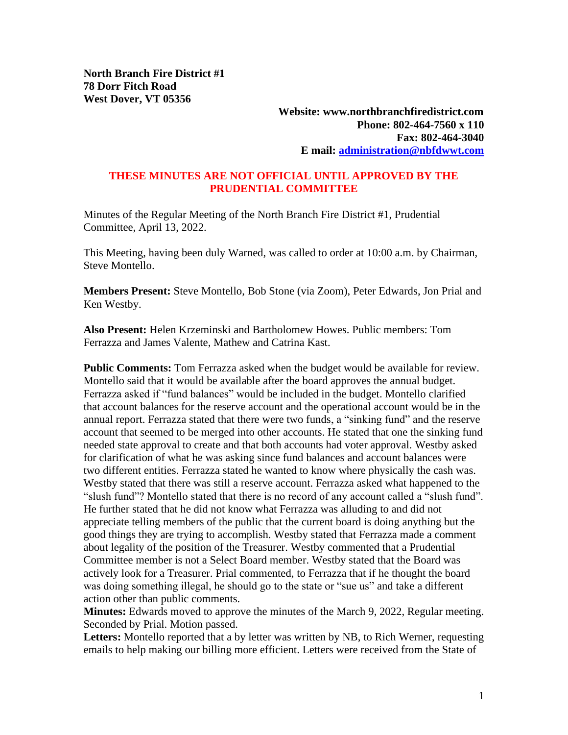**North Branch Fire District #1**
**78 Dorr Fitch Road**
**West Dover, VT 05356**

**Website: www.northbranchfiredistrict.com**
**Phone: 802-464-7560 x 110**
**Fax: 802-464-3040**
**E mail: administration@nbfdwwt.com**

**THESE MINUTES ARE NOT OFFICIAL UNTIL APPROVED BY THE PRUDENTIAL COMMITTEE**

Minutes of the Regular Meeting of the North Branch Fire District #1, Prudential Committee, April 13, 2022.

This Meeting, having been duly Warned, was called to order at 10:00 a.m. by Chairman, Steve Montello.

**Members Present:** Steve Montello, Bob Stone (via Zoom), Peter Edwards, Jon Prial and Ken Westby.

**Also Present:** Helen Krzeminski and Bartholomew Howes. Public members: Tom Ferrazza and James Valente, Mathew and Catrina Kast.

**Public Comments:** Tom Ferrazza asked when the budget would be available for review. Montello said that it would be available after the board approves the annual budget. Ferrazza asked if "fund balances" would be included in the budget. Montello clarified that account balances for the reserve account and the operational account would be in the annual report. Ferrazza stated that there were two funds, a "sinking fund" and the reserve account that seemed to be merged into other accounts. He stated that one the sinking fund needed state approval to create and that both accounts had voter approval. Westby asked for clarification of what he was asking since fund balances and account balances were two different entities. Ferrazza stated he wanted to know where physically the cash was. Westby stated that there was still a reserve account. Ferrazza asked what happened to the "slush fund"? Montello stated that there is no record of any account called a "slush fund". He further stated that he did not know what Ferrazza was alluding to and did not appreciate telling members of the public that the current board is doing anything but the good things they are trying to accomplish. Westby stated that Ferrazza made a comment about legality of the position of the Treasurer. Westby commented that a Prudential Committee member is not a Select Board member. Westby stated that the Board was actively look for a Treasurer. Prial commented, to Ferrazza that if he thought the board was doing something illegal, he should go to the state or "sue us" and take a different action other than public comments.

**Minutes:** Edwards moved to approve the minutes of the March 9, 2022, Regular meeting. Seconded by Prial. Motion passed.

**Letters:** Montello reported that a by letter was written by NB, to Rich Werner, requesting emails to help making our billing more efficient. Letters were received from the State of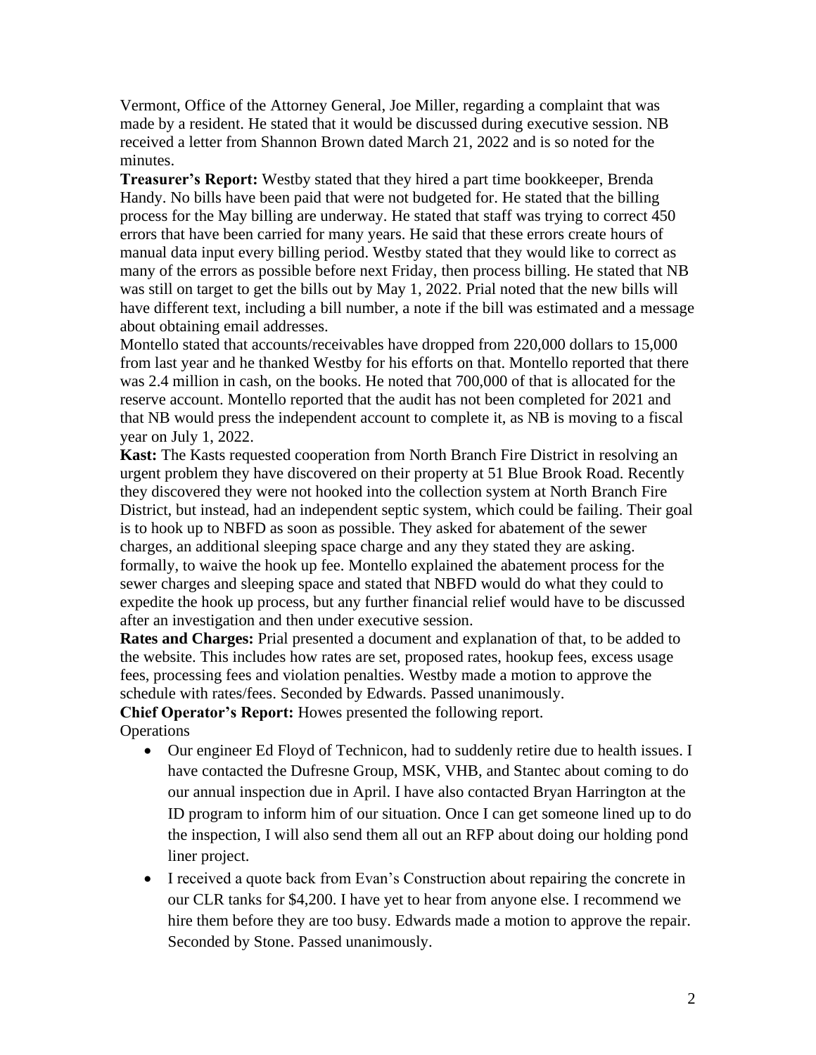Vermont, Office of the Attorney General, Joe Miller, regarding a complaint that was made by a resident. He stated that it would be discussed during executive session. NB received a letter from Shannon Brown dated March 21, 2022 and is so noted for the minutes.

**Treasurer's Report:** Westby stated that they hired a part time bookkeeper, Brenda Handy. No bills have been paid that were not budgeted for. He stated that the billing process for the May billing are underway. He stated that staff was trying to correct 450 errors that have been carried for many years. He said that these errors create hours of manual data input every billing period. Westby stated that they would like to correct as many of the errors as possible before next Friday, then process billing. He stated that NB was still on target to get the bills out by May 1, 2022. Prial noted that the new bills will have different text, including a bill number, a note if the bill was estimated and a message about obtaining email addresses.

Montello stated that accounts/receivables have dropped from 220,000 dollars to 15,000 from last year and he thanked Westby for his efforts on that. Montello reported that there was 2.4 million in cash, on the books. He noted that 700,000 of that is allocated for the reserve account. Montello reported that the audit has not been completed for 2021 and that NB would press the independent account to complete it, as NB is moving to a fiscal year on July 1, 2022.

**Kast:** The Kasts requested cooperation from North Branch Fire District in resolving an urgent problem they have discovered on their property at 51 Blue Brook Road. Recently they discovered they were not hooked into the collection system at North Branch Fire District, but instead, had an independent septic system, which could be failing. Their goal is to hook up to NBFD as soon as possible. They asked for abatement of the sewer charges, an additional sleeping space charge and any they stated they are asking. formally, to waive the hook up fee. Montello explained the abatement process for the sewer charges and sleeping space and stated that NBFD would do what they could to expedite the hook up process, but any further financial relief would have to be discussed after an investigation and then under executive session.

**Rates and Charges:** Prial presented a document and explanation of that, to be added to the website. This includes how rates are set, proposed rates, hookup fees, excess usage fees, processing fees and violation penalties. Westby made a motion to approve the schedule with rates/fees. Seconded by Edwards. Passed unanimously.

**Chief Operator's Report:** Howes presented the following report.

Operations

- Our engineer Ed Floyd of Technicon, had to suddenly retire due to health issues. I have contacted the Dufresne Group, MSK, VHB, and Stantec about coming to do our annual inspection due in April. I have also contacted Bryan Harrington at the ID program to inform him of our situation. Once I can get someone lined up to do the inspection, I will also send them all out an RFP about doing our holding pond liner project.
- I received a quote back from Evan's Construction about repairing the concrete in our CLR tanks for $4,200. I have yet to hear from anyone else. I recommend we hire them before they are too busy. Edwards made a motion to approve the repair. Seconded by Stone. Passed unanimously.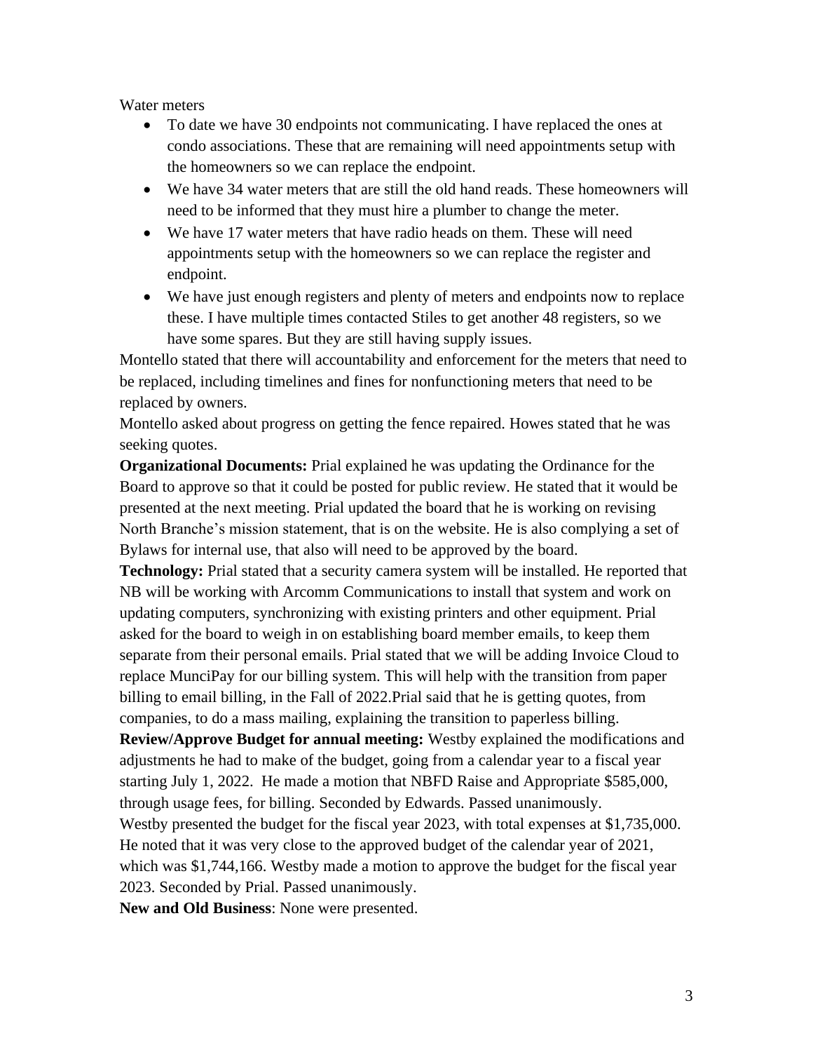Water meters

- To date we have 30 endpoints not communicating. I have replaced the ones at condo associations. These that are remaining will need appointments setup with the homeowners so we can replace the endpoint.
- We have 34 water meters that are still the old hand reads. These homeowners will need to be informed that they must hire a plumber to change the meter.
- We have 17 water meters that have radio heads on them. These will need appointments setup with the homeowners so we can replace the register and endpoint.
- We have just enough registers and plenty of meters and endpoints now to replace these. I have multiple times contacted Stiles to get another 48 registers, so we have some spares. But they are still having supply issues.

Montello stated that there will accountability and enforcement for the meters that need to be replaced, including timelines and fines for nonfunctioning meters that need to be replaced by owners.

Montello asked about progress on getting the fence repaired. Howes stated that he was seeking quotes.

**Organizational Documents:** Prial explained he was updating the Ordinance for the Board to approve so that it could be posted for public review. He stated that it would be presented at the next meeting. Prial updated the board that he is working on revising North Branche's mission statement, that is on the website. He is also complying a set of Bylaws for internal use, that also will need to be approved by the board.

**Technology:** Prial stated that a security camera system will be installed. He reported that NB will be working with Arcomm Communications to install that system and work on updating computers, synchronizing with existing printers and other equipment. Prial asked for the board to weigh in on establishing board member emails, to keep them separate from their personal emails. Prial stated that we will be adding Invoice Cloud to replace MunciPay for our billing system. This will help with the transition from paper billing to email billing, in the Fall of 2022.Prial said that he is getting quotes, from companies, to do a mass mailing, explaining the transition to paperless billing.

**Review/Approve Budget for annual meeting:** Westby explained the modifications and adjustments he had to make of the budget, going from a calendar year to a fiscal year starting July 1, 2022. He made a motion that NBFD Raise and Appropriate $585,000, through usage fees, for billing. Seconded by Edwards. Passed unanimously.

Westby presented the budget for the fiscal year 2023, with total expenses at $1,735,000. He noted that it was very close to the approved budget of the calendar year of 2021, which was $1,744,166. Westby made a motion to approve the budget for the fiscal year 2023. Seconded by Prial. Passed unanimously.

**New and Old Business**: None were presented.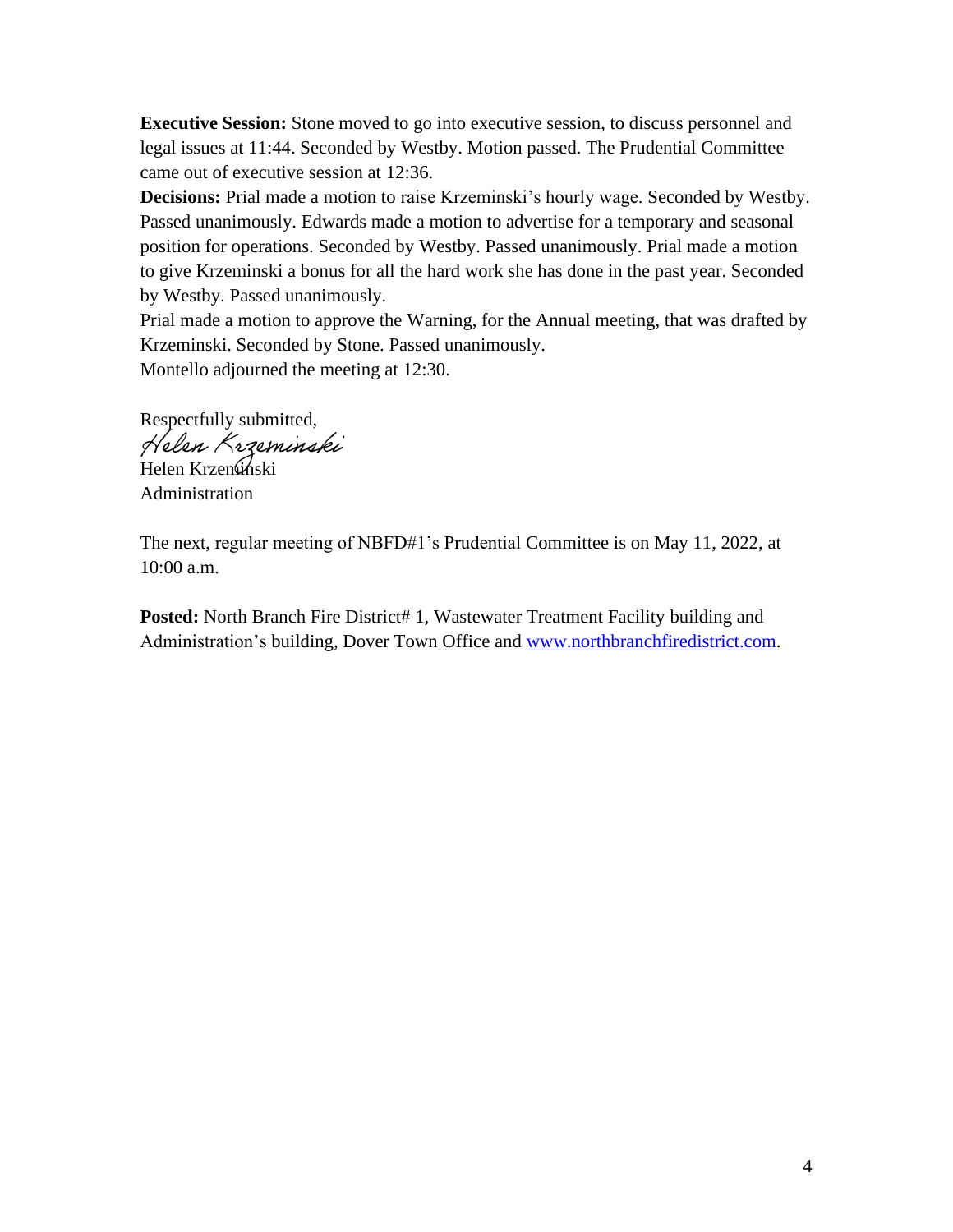**Executive Session:** Stone moved to go into executive session, to discuss personnel and legal issues at 11:44. Seconded by Westby. Motion passed. The Prudential Committee came out of executive session at 12:36.

**Decisions:** Prial made a motion to raise Krzeminski's hourly wage. Seconded by Westby. Passed unanimously. Edwards made a motion to advertise for a temporary and seasonal position for operations. Seconded by Westby. Passed unanimously. Prial made a motion to give Krzeminski a bonus for all the hard work she has done in the past year. Seconded by Westby. Passed unanimously.

Prial made a motion to approve the Warning, for the Annual meeting, that was drafted by Krzeminski. Seconded by Stone. Passed unanimously.

Montello adjourned the meeting at 12:30.

Respectfully submitted,

Helen Krzeminski

Helen Krzeminski
Administration

The next, regular meeting of NBFD#1's Prudential Committee is on May 11, 2022, at 10:00 a.m.

**Posted:** North Branch Fire District# 1, Wastewater Treatment Facility building and Administration's building, Dover Town Office and www.northbranchfiredistrict.com.